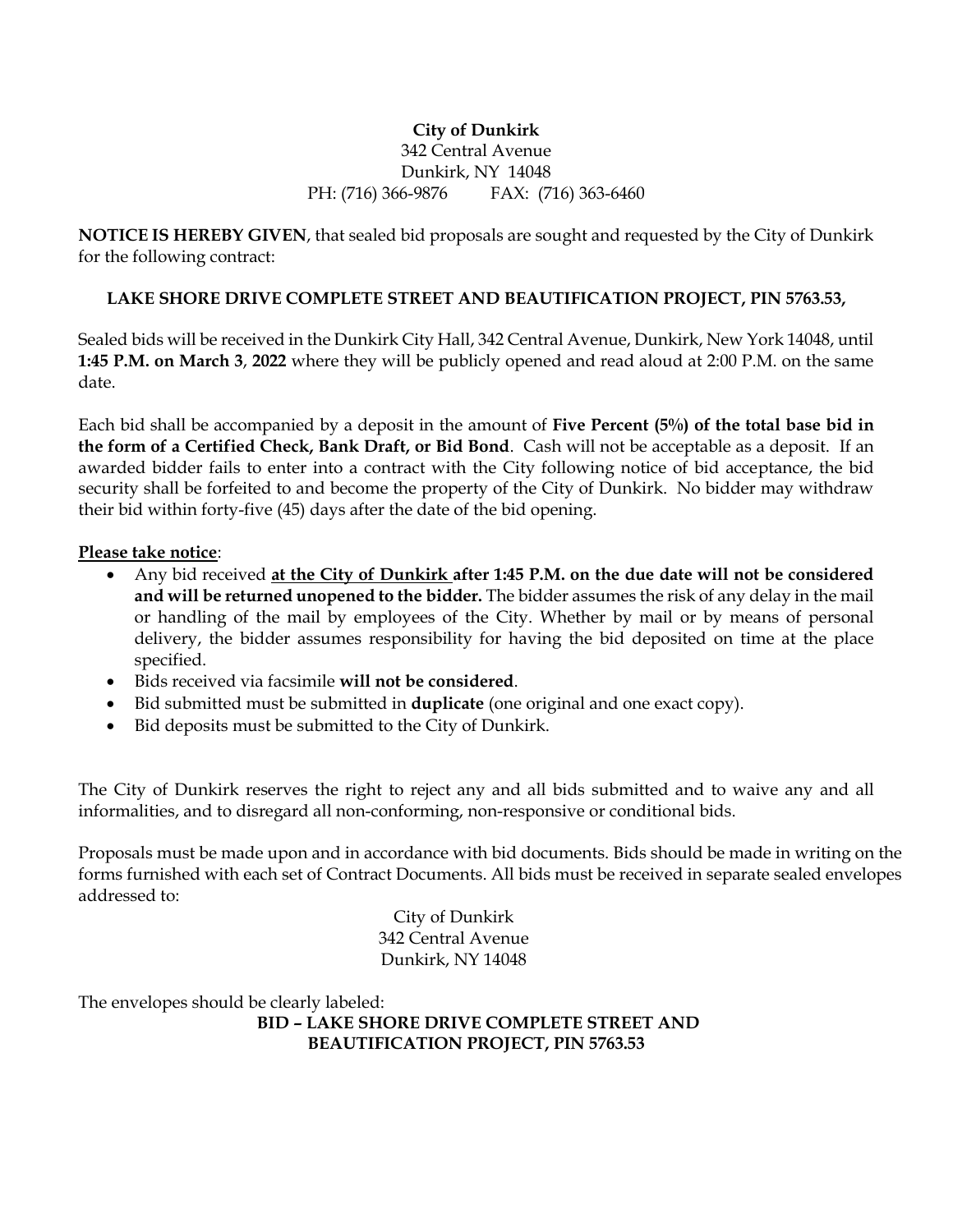**City of Dunkirk**
342 Central Avenue
Dunkirk, NY 14048
PH: (716) 366-9876 FAX: (716) 363-6460

**NOTICE IS HEREBY GIVEN**, that sealed bid proposals are sought and requested by the City of Dunkirk for the following contract:

**LAKE SHORE DRIVE COMPLETE STREET AND BEAUTIFICATION PROJECT, PIN 5763.53,**

Sealed bids will be received in the Dunkirk City Hall, 342 Central Avenue, Dunkirk, New York 14048, until **1:45 P.M. on March 3**, **2022** where they will be publicly opened and read aloud at 2:00 P.M. on the same date.

Each bid shall be accompanied by a deposit in the amount of **Five Percent (5%) of the total base bid in the form of a Certified Check, Bank Draft, or Bid Bond**. Cash will not be acceptable as a deposit. If an awarded bidder fails to enter into a contract with the City following notice of bid acceptance, the bid security shall be forfeited to and become the property of the City of Dunkirk. No bidder may withdraw their bid within forty-five (45) days after the date of the bid opening.

**Please take notice**:

- Any bid received **at the City of Dunkirk after 1:45 P.M. on the due date will not be considered and will be returned unopened to the bidder.** The bidder assumes the risk of any delay in the mail or handling of the mail by employees of the City. Whether by mail or by means of personal delivery, the bidder assumes responsibility for having the bid deposited on time at the place specified.
- Bids received via facsimile **will not be considered**.
- Bid submitted must be submitted in **duplicate** (one original and one exact copy).
- Bid deposits must be submitted to the City of Dunkirk.

The City of Dunkirk reserves the right to reject any and all bids submitted and to waive any and all informalities, and to disregard all non-conforming, non-responsive or conditional bids.

Proposals must be made upon and in accordance with bid documents. Bids should be made in writing on the forms furnished with each set of Contract Documents. All bids must be received in separate sealed envelopes addressed to:

City of Dunkirk
342 Central Avenue
Dunkirk, NY 14048

The envelopes should be clearly labeled:

**BID – LAKE SHORE DRIVE COMPLETE STREET AND BEAUTIFICATION PROJECT, PIN 5763.53**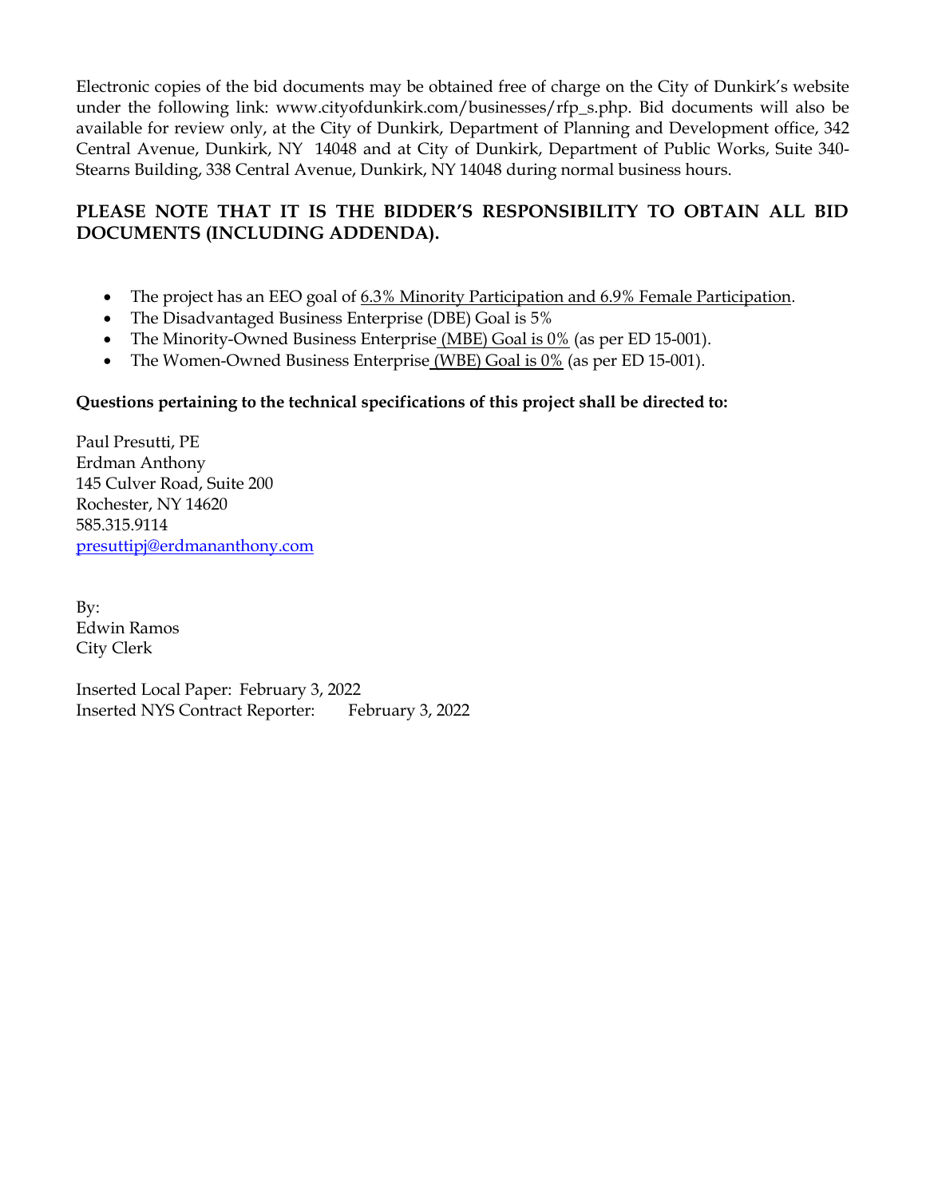Electronic copies of the bid documents may be obtained free of charge on the City of Dunkirk's website under the following link: www.cityofdunkirk.com/businesses/rfp_s.php. Bid documents will also be available for review only, at the City of Dunkirk, Department of Planning and Development office, 342 Central Avenue, Dunkirk, NY 14048 and at City of Dunkirk, Department of Public Works, Suite 340-Stearns Building, 338 Central Avenue, Dunkirk, NY 14048 during normal business hours.

**PLEASE NOTE THAT IT IS THE BIDDER'S RESPONSIBILITY TO OBTAIN ALL BID DOCUMENTS (INCLUDING ADDENDA).**

- The project has an EEO goal of 6.3% Minority Participation and 6.9% Female Participation.
- The Disadvantaged Business Enterprise (DBE) Goal is 5%
- The Minority-Owned Business Enterprise (MBE) Goal is 0% (as per ED 15-001).
- The Women-Owned Business Enterprise (WBE) Goal is 0% (as per ED 15-001).

**Questions pertaining to the technical specifications of this project shall be directed to:**

Paul Presutti, PE
Erdman Anthony
145 Culver Road, Suite 200
Rochester, NY 14620
585.315.9114
presuttipj@erdmananthony.com

By:
Edwin Ramos
City Clerk

Inserted Local Paper: February 3, 2022
Inserted NYS Contract Reporter: February 3, 2022